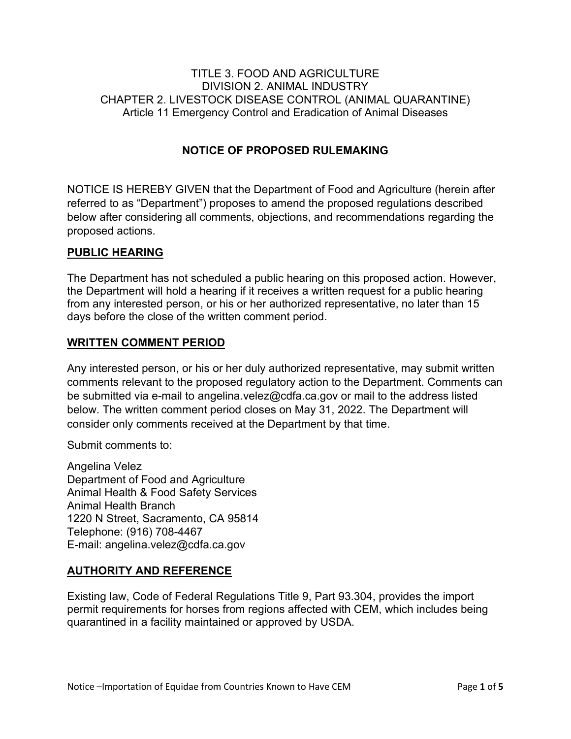TITLE 3. FOOD AND AGRICULTURE
DIVISION 2. ANIMAL INDUSTRY
CHAPTER 2. LIVESTOCK DISEASE CONTROL (ANIMAL QUARANTINE)
Article 11 Emergency Control and Eradication of Animal Diseases

# NOTICE OF PROPOSED RULEMAKING

NOTICE IS HEREBY GIVEN that the Department of Food and Agriculture (herein after referred to as "Department") proposes to amend the proposed regulations described below after considering all comments, objections, and recommendations regarding the proposed actions.

## PUBLIC HEARING

The Department has not scheduled a public hearing on this proposed action. However, the Department will hold a hearing if it receives a written request for a public hearing from any interested person, or his or her authorized representative, no later than 15 days before the close of the written comment period.

## WRITTEN COMMENT PERIOD

Any interested person, or his or her duly authorized representative, may submit written comments relevant to the proposed regulatory action to the Department. Comments can be submitted via e-mail to angelina.velez@cdfa.ca.gov or mail to the address listed below. The written comment period closes on May 31, 2022. The Department will consider only comments received at the Department by that time.

Submit comments to:

Angelina Velez
Department of Food and Agriculture
Animal Health & Food Safety Services
Animal Health Branch
1220 N Street, Sacramento, CA 95814
Telephone: (916) 708-4467
E-mail: angelina.velez@cdfa.ca.gov

## AUTHORITY AND REFERENCE

Existing law, Code of Federal Regulations Title 9, Part 93.304, provides the import permit requirements for horses from regions affected with CEM, which includes being quarantined in a facility maintained or approved by USDA.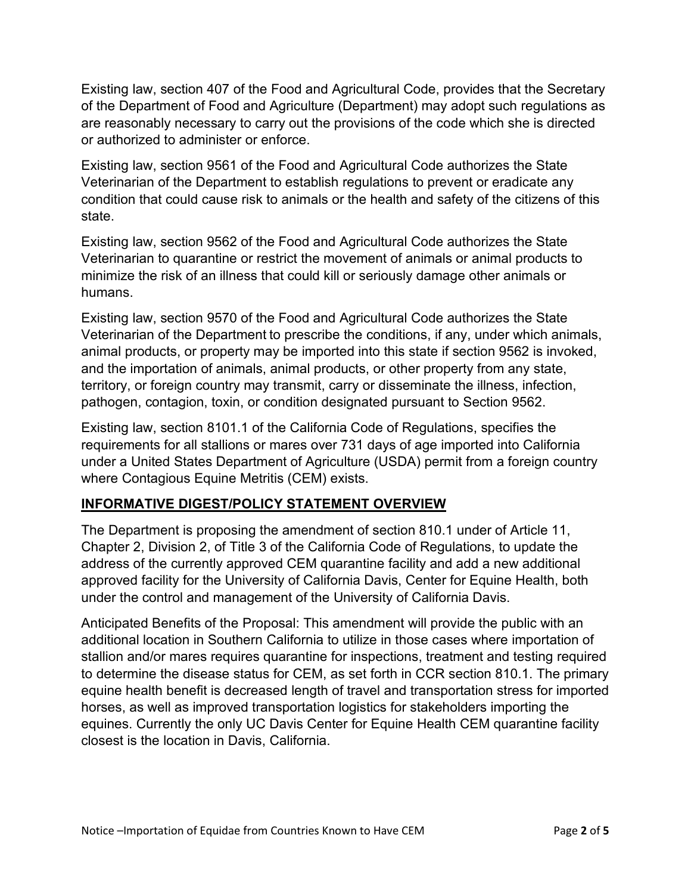Existing law, section 407 of the Food and Agricultural Code, provides that the Secretary of the Department of Food and Agriculture (Department) may adopt such regulations as are reasonably necessary to carry out the provisions of the code which she is directed or authorized to administer or enforce.

Existing law, section 9561 of the Food and Agricultural Code authorizes the State Veterinarian of the Department to establish regulations to prevent or eradicate any condition that could cause risk to animals or the health and safety of the citizens of this state.

Existing law, section 9562 of the Food and Agricultural Code authorizes the State Veterinarian to quarantine or restrict the movement of animals or animal products to minimize the risk of an illness that could kill or seriously damage other animals or humans.

Existing law, section 9570 of the Food and Agricultural Code authorizes the State Veterinarian of the Department to prescribe the conditions, if any, under which animals, animal products, or property may be imported into this state if section 9562 is invoked, and the importation of animals, animal products, or other property from any state, territory, or foreign country may transmit, carry or disseminate the illness, infection, pathogen, contagion, toxin, or condition designated pursuant to Section 9562.

Existing law, section 8101.1 of the California Code of Regulations, specifies the requirements for all stallions or mares over 731 days of age imported into California under a United States Department of Agriculture (USDA) permit from a foreign country where Contagious Equine Metritis (CEM) exists.

## INFORMATIVE DIGEST/POLICY STATEMENT OVERVIEW

The Department is proposing the amendment of section 810.1 under of Article 11, Chapter 2, Division 2, of Title 3 of the California Code of Regulations, to update the address of the currently approved CEM quarantine facility and add a new additional approved facility for the University of California Davis, Center for Equine Health, both under the control and management of the University of California Davis.

Anticipated Benefits of the Proposal: This amendment will provide the public with an additional location in Southern California to utilize in those cases where importation of stallion and/or mares requires quarantine for inspections, treatment and testing required to determine the disease status for CEM, as set forth in CCR section 810.1. The primary equine health benefit is decreased length of travel and transportation stress for imported horses, as well as improved transportation logistics for stakeholders importing the equines. Currently the only UC Davis Center for Equine Health CEM quarantine facility closest is the location in Davis, California.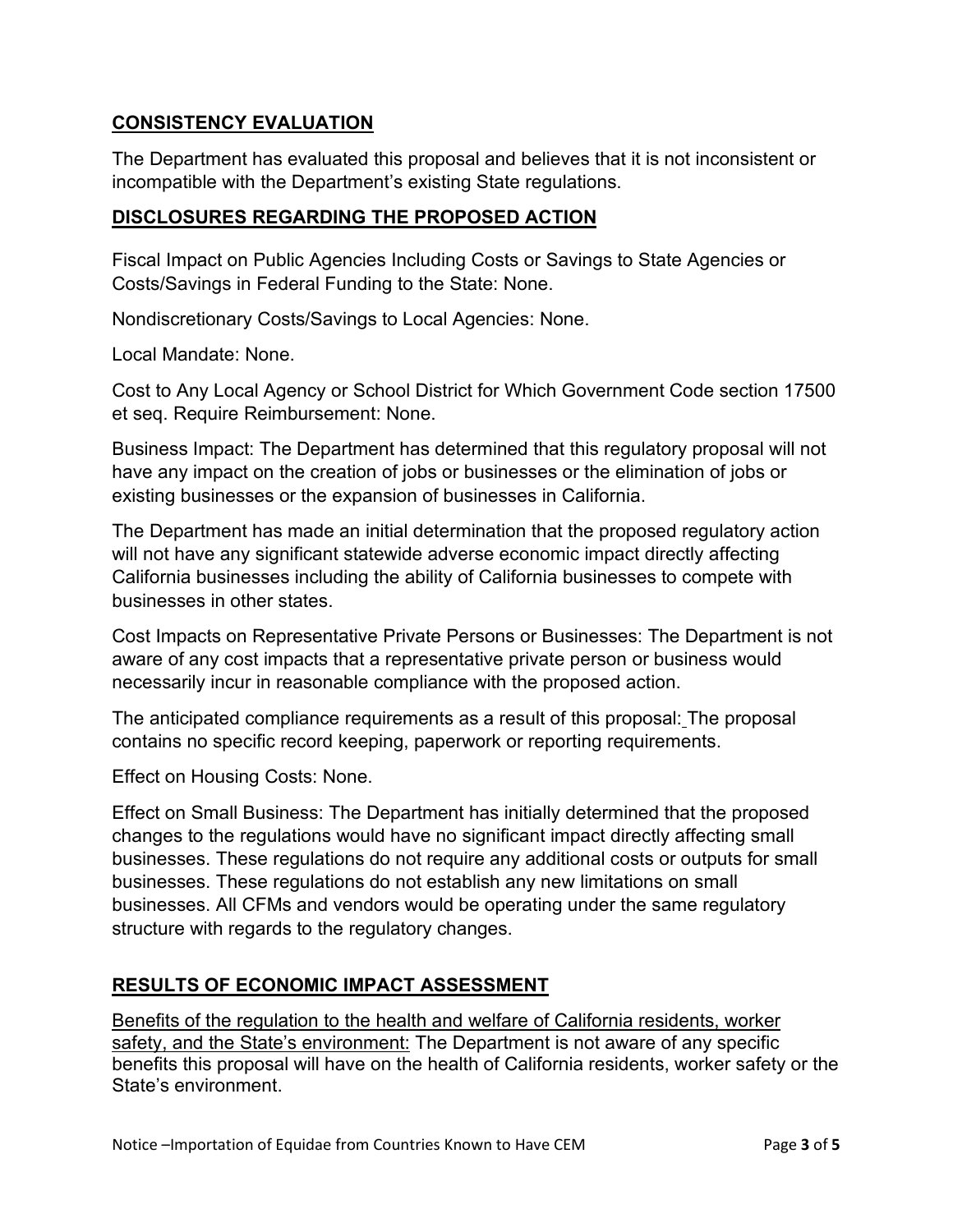## CONSISTENCY EVALUATION

The Department has evaluated this proposal and believes that it is not inconsistent or incompatible with the Department's existing State regulations.

## DISCLOSURES REGARDING THE PROPOSED ACTION

Fiscal Impact on Public Agencies Including Costs or Savings to State Agencies or Costs/Savings in Federal Funding to the State: None.

Nondiscretionary Costs/Savings to Local Agencies: None.

Local Mandate: None.

Cost to Any Local Agency or School District for Which Government Code section 17500 et seq. Require Reimbursement: None.

Business Impact: The Department has determined that this regulatory proposal will not have any impact on the creation of jobs or businesses or the elimination of jobs or existing businesses or the expansion of businesses in California.

The Department has made an initial determination that the proposed regulatory action will not have any significant statewide adverse economic impact directly affecting California businesses including the ability of California businesses to compete with businesses in other states.

Cost Impacts on Representative Private Persons or Businesses: The Department is not aware of any cost impacts that a representative private person or business would necessarily incur in reasonable compliance with the proposed action.

The anticipated compliance requirements as a result of this proposal: The proposal contains no specific record keeping, paperwork or reporting requirements.

Effect on Housing Costs: None.

Effect on Small Business: The Department has initially determined that the proposed changes to the regulations would have no significant impact directly affecting small businesses. These regulations do not require any additional costs or outputs for small businesses. These regulations do not establish any new limitations on small businesses. All CFMs and vendors would be operating under the same regulatory structure with regards to the regulatory changes.

## RESULTS OF ECONOMIC IMPACT ASSESSMENT

Benefits of the regulation to the health and welfare of California residents, worker safety, and the State's environment: The Department is not aware of any specific benefits this proposal will have on the health of California residents, worker safety or the State's environment.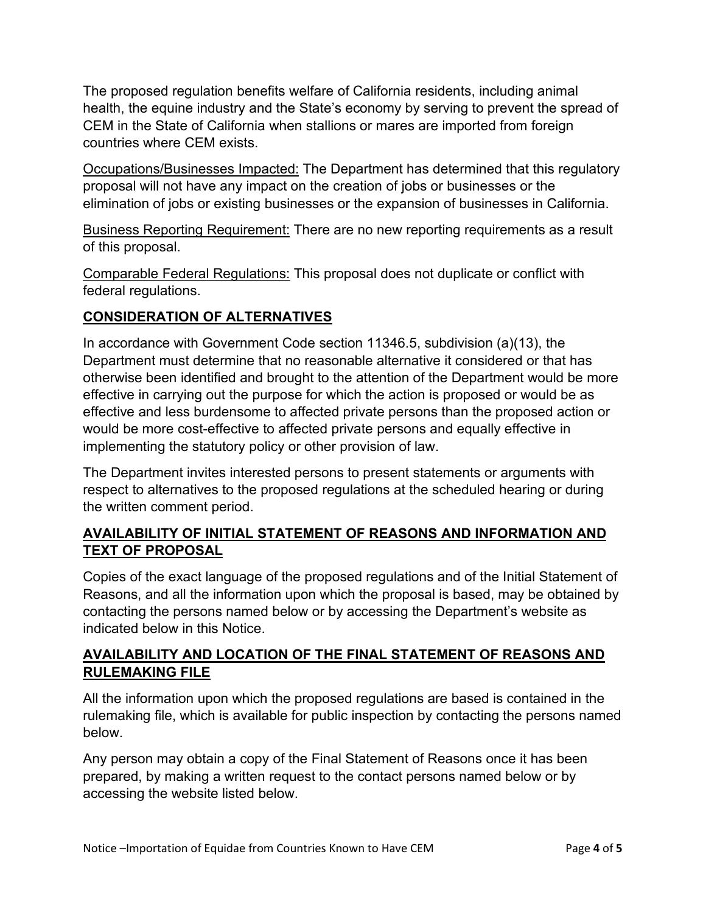The proposed regulation benefits welfare of California residents, including animal health, the equine industry and the State's economy by serving to prevent the spread of CEM in the State of California when stallions or mares are imported from foreign countries where CEM exists.

Occupations/Businesses Impacted: The Department has determined that this regulatory proposal will not have any impact on the creation of jobs or businesses or the elimination of jobs or existing businesses or the expansion of businesses in California.

Business Reporting Requirement: There are no new reporting requirements as a result of this proposal.

Comparable Federal Regulations: This proposal does not duplicate or conflict with federal regulations.

## CONSIDERATION OF ALTERNATIVES

In accordance with Government Code section 11346.5, subdivision (a)(13), the Department must determine that no reasonable alternative it considered or that has otherwise been identified and brought to the attention of the Department would be more effective in carrying out the purpose for which the action is proposed or would be as effective and less burdensome to affected private persons than the proposed action or would be more cost-effective to affected private persons and equally effective in implementing the statutory policy or other provision of law.

The Department invites interested persons to present statements or arguments with respect to alternatives to the proposed regulations at the scheduled hearing or during the written comment period.

## AVAILABILITY OF INITIAL STATEMENT OF REASONS AND INFORMATION AND TEXT OF PROPOSAL

Copies of the exact language of the proposed regulations and of the Initial Statement of Reasons, and all the information upon which the proposal is based, may be obtained by contacting the persons named below or by accessing the Department's website as indicated below in this Notice.

## AVAILABILITY AND LOCATION OF THE FINAL STATEMENT OF REASONS AND RULEMAKING FILE

All the information upon which the proposed regulations are based is contained in the rulemaking file, which is available for public inspection by contacting the persons named below.

Any person may obtain a copy of the Final Statement of Reasons once it has been prepared, by making a written request to the contact persons named below or by accessing the website listed below.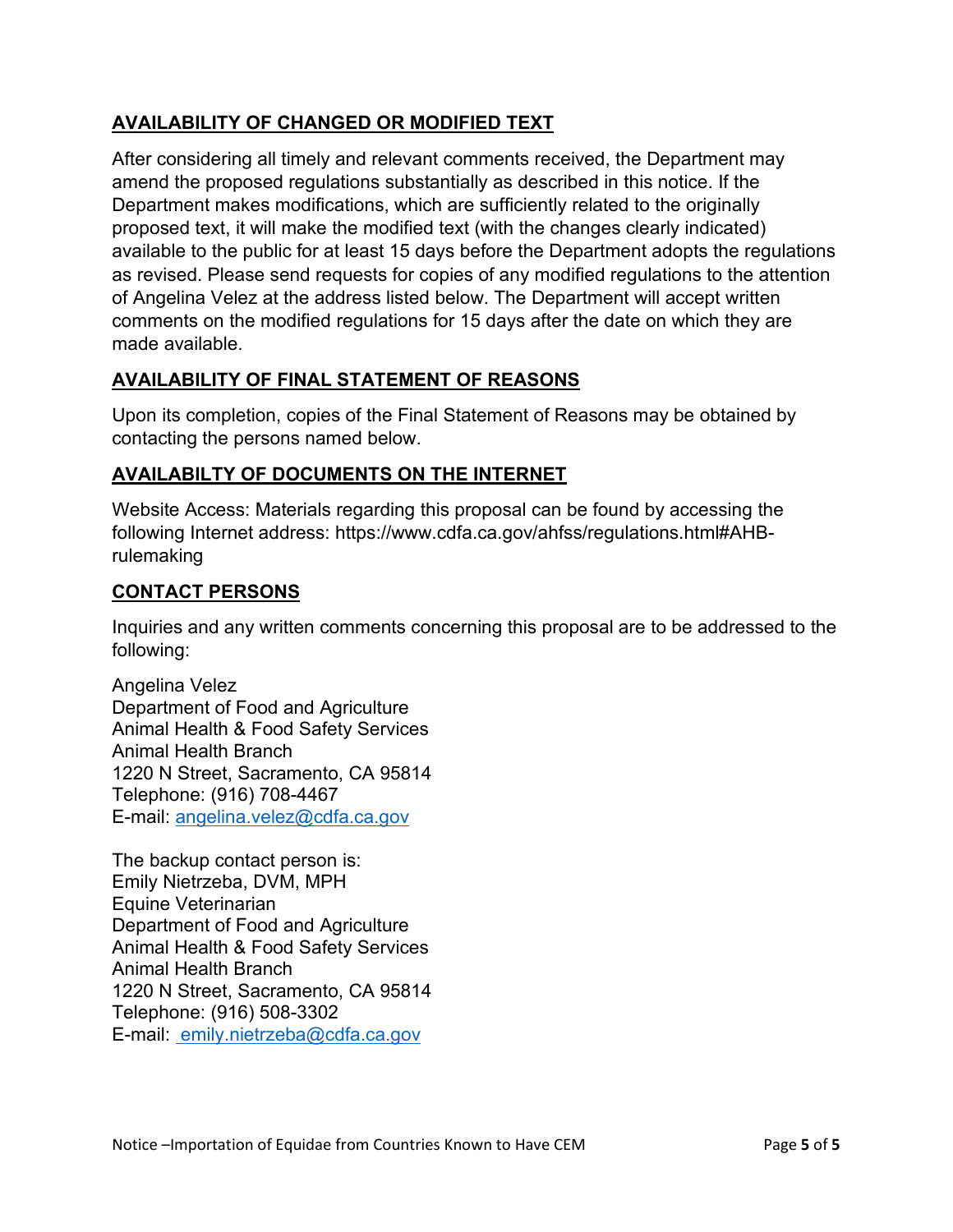## AVAILABILITY OF CHANGED OR MODIFIED TEXT

After considering all timely and relevant comments received, the Department may amend the proposed regulations substantially as described in this notice. If the Department makes modifications, which are sufficiently related to the originally proposed text, it will make the modified text (with the changes clearly indicated) available to the public for at least 15 days before the Department adopts the regulations as revised. Please send requests for copies of any modified regulations to the attention of Angelina Velez at the address listed below. The Department will accept written comments on the modified regulations for 15 days after the date on which they are made available.

## AVAILABILITY OF FINAL STATEMENT OF REASONS

Upon its completion, copies of the Final Statement of Reasons may be obtained by contacting the persons named below.

## AVAILABILTY OF DOCUMENTS ON THE INTERNET

Website Access: Materials regarding this proposal can be found by accessing the following Internet address: https://www.cdfa.ca.gov/ahfss/regulations.html#AHB-rulemaking

## CONTACT PERSONS

Inquiries and any written comments concerning this proposal are to be addressed to the following:

Angelina Velez
Department of Food and Agriculture
Animal Health & Food Safety Services
Animal Health Branch
1220 N Street, Sacramento, CA 95814
Telephone: (916) 708-4467
E-mail: angelina.velez@cdfa.ca.gov

The backup contact person is:
Emily Nietrzeba, DVM, MPH
Equine Veterinarian
Department of Food and Agriculture
Animal Health & Food Safety Services
Animal Health Branch
1220 N Street, Sacramento, CA 95814
Telephone: (916) 508-3302
E-mail: emily.nietrzeba@cdfa.ca.gov